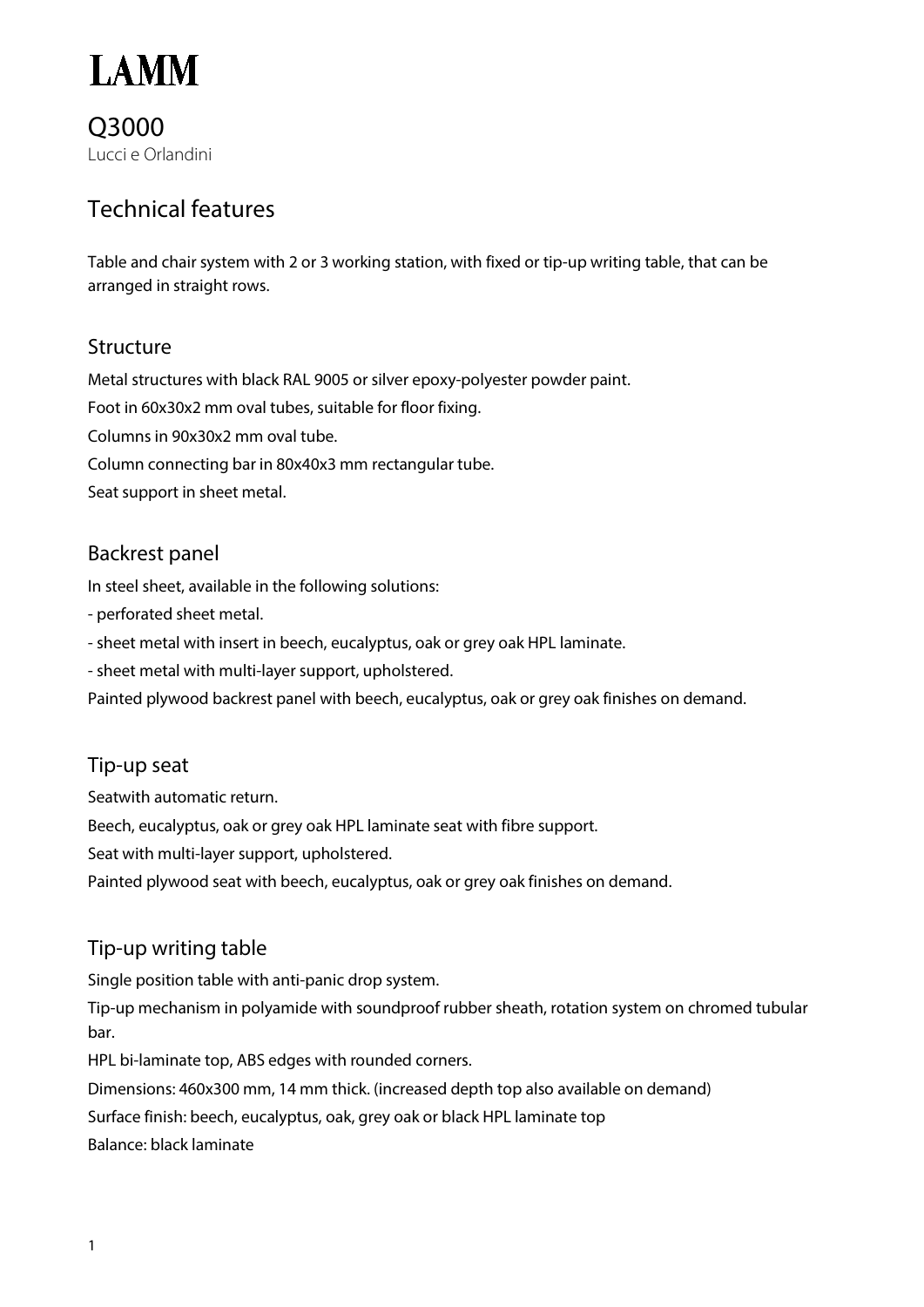# LAMM

## Q3000

Lucci e Orlandini

## Technical features

Table and chair system with 2 or 3 working station, with fixed or tip-up writing table, that can be arranged in straight rows.

### Structure

Metal structures with black RAL 9005 or silver epoxy-polyester powder paint.

Foot in 60x30x2 mm oval tubes, suitable for floor fixing.

Columns in 90x30x2 mm oval tube.

Column connecting bar in 80x40x3 mm rectangular tube.

Seat support in sheet metal.

### Backrest panel

In steel sheet, available in the following solutions:

- perforated sheet metal.
- sheet metal with insert in beech, eucalyptus, oak or grey oak HPL laminate.
- sheet metal with multi-layer support, upholstered.

Painted plywood backrest panel with beech, eucalyptus, oak or grey oak finishes on demand.

### Tip-up seat

Seatwith automatic return.

Beech, eucalyptus, oak or grey oak HPL laminate seat with fibre support.

Seat with multi-layer support, upholstered.

Painted plywood seat with beech, eucalyptus, oak or grey oak finishes on demand.

### Tip-up writing table

Single position table with anti-panic drop system.

Tip-up mechanism in polyamide with soundproof rubber sheath, rotation system on chromed tubular bar.

HPL bi-laminate top, ABS edges with rounded corners.

Dimensions: 460x300 mm, 14 mm thick. (increased depth top also available on demand)

Surface finish: beech, eucalyptus, oak, grey oak or black HPL laminate top

Balance: black laminate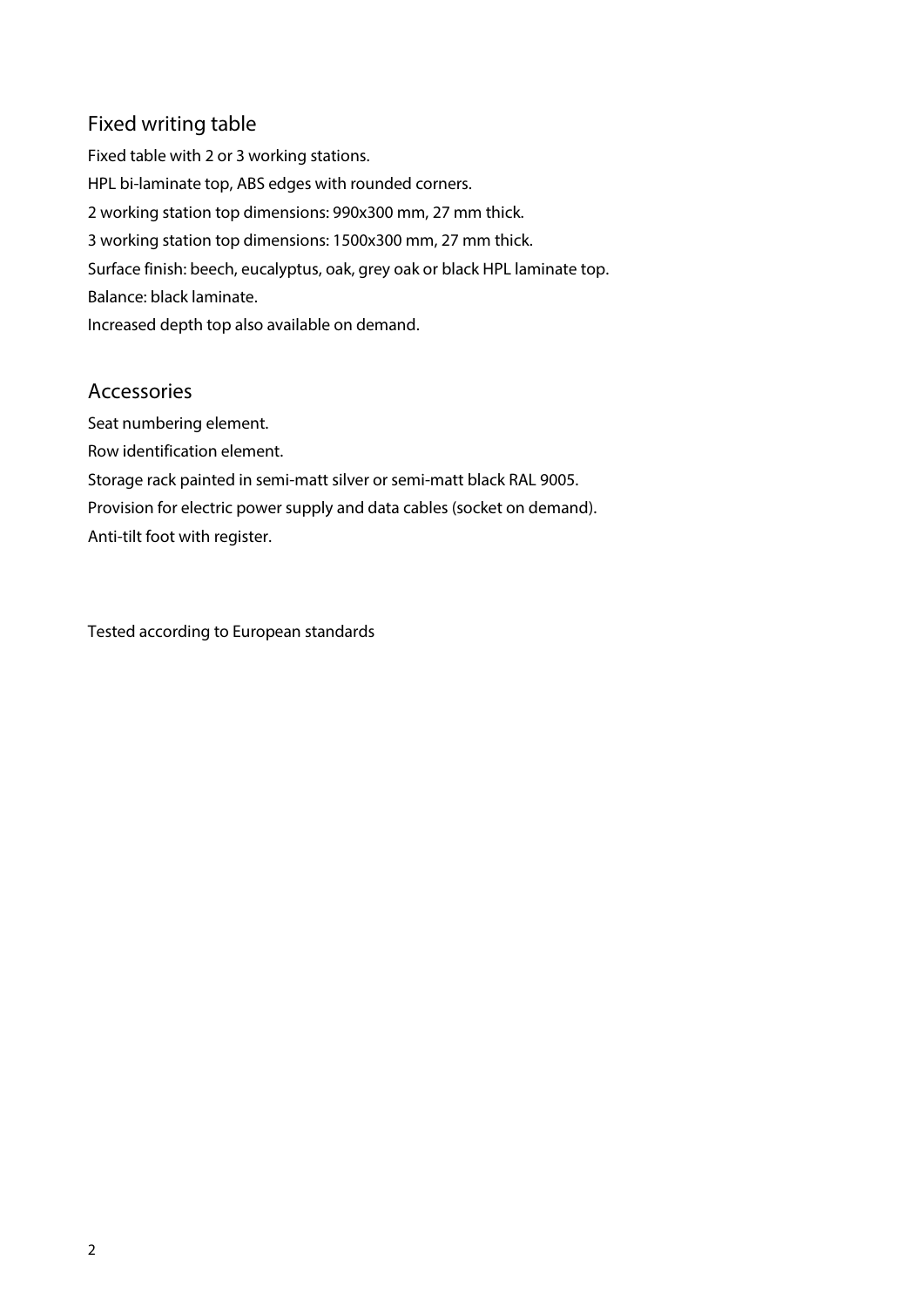## Fixed writing table

Fixed table with 2 or 3 working stations.

HPL bi-laminate top, ABS edges with rounded corners.

2 working station top dimensions: 990x300 mm, 27 mm thick.

3 working station top dimensions: 1500x300 mm, 27 mm thick.

Surface finish: beech, eucalyptus, oak, grey oak or black HPL laminate top.

Balance: black laminate.

Increased depth top also available on demand.

## Accessories

Seat numbering element.

Row identification element.

Storage rack painted in semi-matt silver or semi-matt black RAL 9005.

Provision for electric power supply and data cables (socket on demand).

Anti-tilt foot with register.

Tested according to European standards